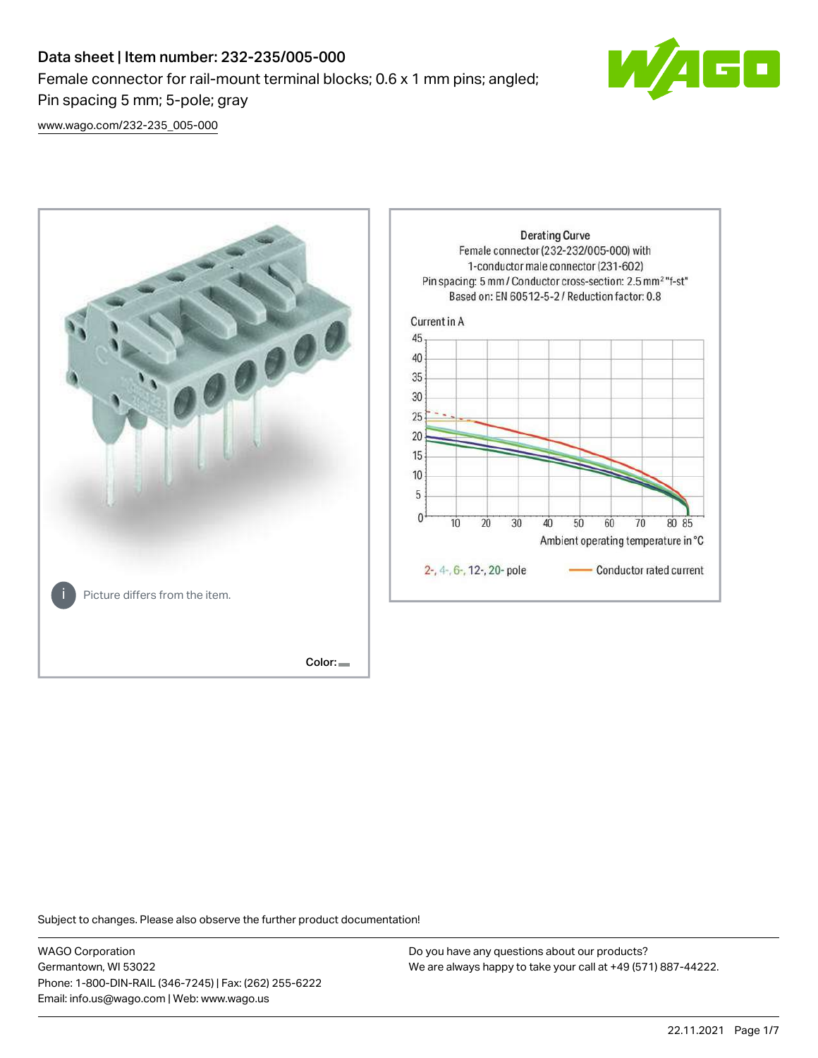# Data sheet | Item number: 232-235/005-000

Female connector for rail-mount terminal blocks; 0.6 x 1 mm pins; angled; Pin spacing 5 mm; 5-pole; gray

www.wago.com/232-235_005-000

Picture differs from the item.

Color:

Derating Curve
Female connector (232-232/005-000) with 1-conductor male connector (231-602)
Pin spacing: 5 mm / Conductor cross-section: 2.5 mm² "f-st"
Based on: EN 60512-5-2 / Reduction factor: 0.8

Current in A

Ambient operating temperature in °C

2-, 4-, 6-, 12-, 20- pole — Conductor rated current

Subject to changes. Please also observe the further product documentation!

WAGO Corporation
Germantown, WI 53022
Phone: 1-800-DIN-RAIL (346-7245) | Fax: (262) 255-6222
Email: info.us@wago.com | Web: www.wago.us

Do you have any questions about our products?
We are always happy to take your call at +49 (571) 887-44222.

22.11.2021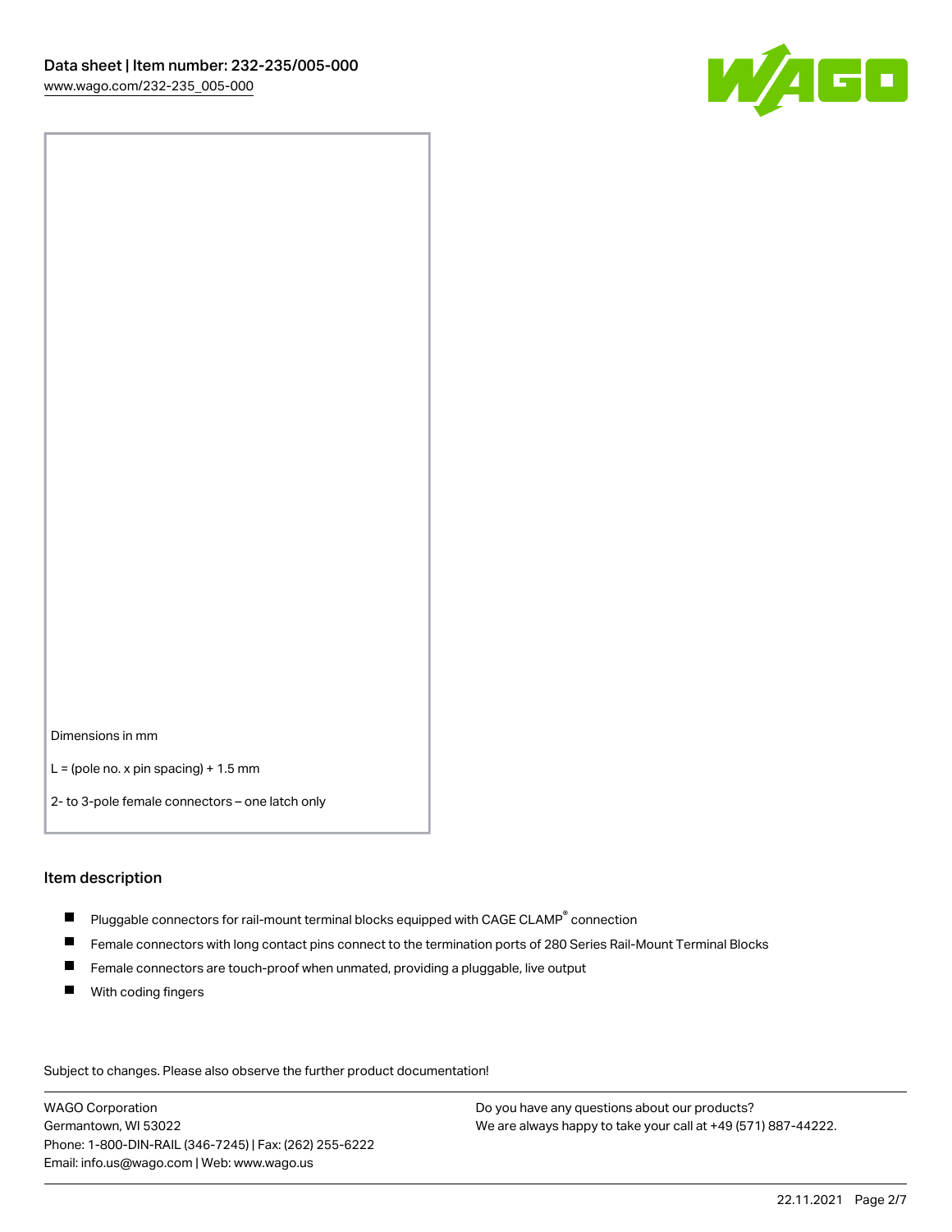Dimensions in mm

L = (pole no. x pin spacing) + 1.5 mm

2- to 3-pole female connectors – one latch only

## Item description

- Pluggable connectors for rail-mount terminal blocks equipped with CAGE CLAMP® connection
- Female connectors with long contact pins connect to the termination ports of 280 Series Rail-Mount Terminal Blocks
- Female connectors are touch-proof when unmated, providing a pluggable, live output
- With coding fingers

Subject to changes. Please also observe the further product documentation!

WAGO Corporation
Germantown, WI 53022
Phone: 1-800-DIN-RAIL (346-7245) | Fax: (262) 255-6222
Email: info.us@wago.com | Web: www.wago.us

Do you have any questions about our products?
We are always happy to take your call at +49 (571) 887-44222.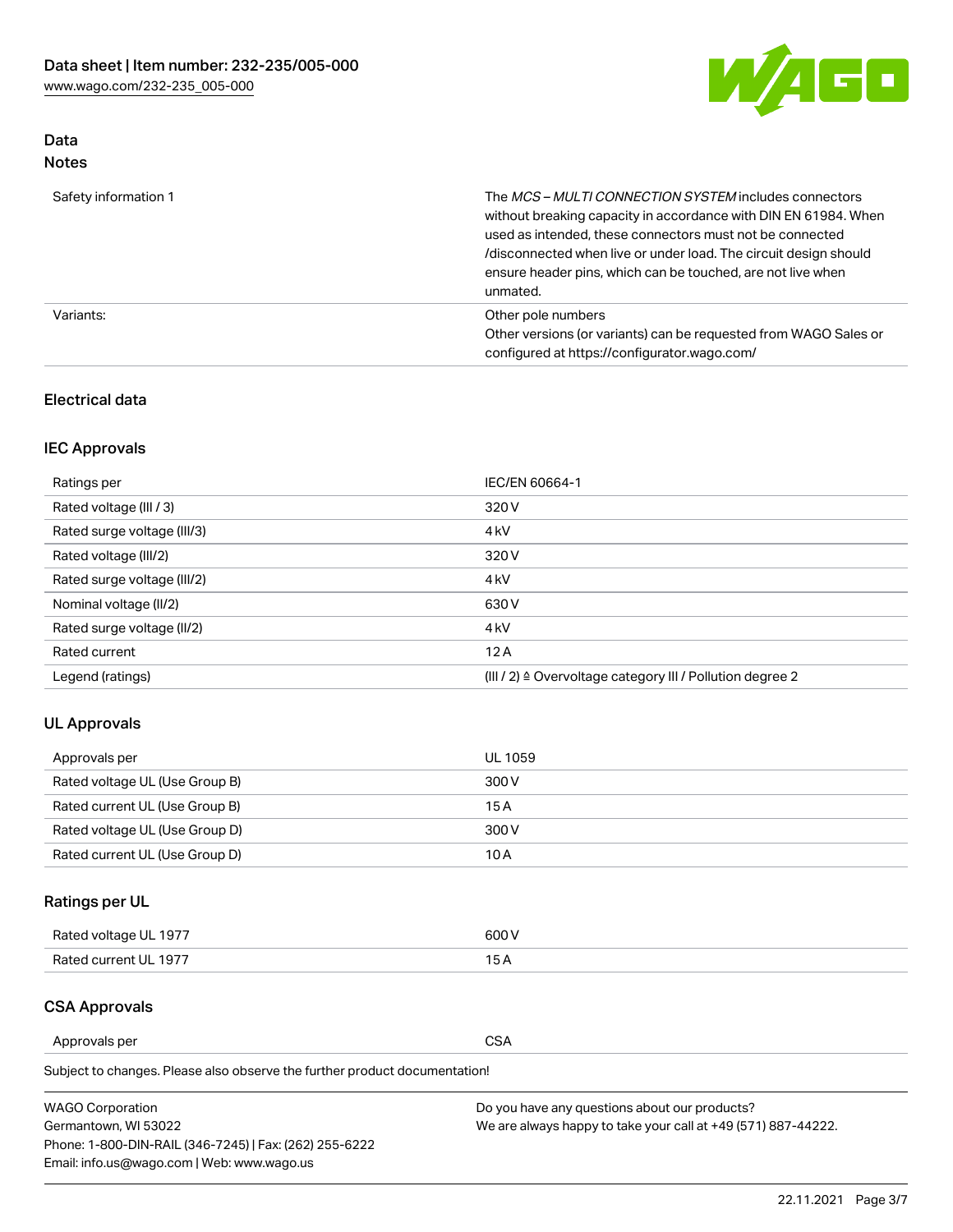## Data

### Notes

| | |
|---|---|
| Safety information 1 | The *MCS – MULTI CONNECTION SYSTEM* includes connectors without breaking capacity in accordance with DIN EN 61984. When used as intended, these connectors must not be connected /disconnected when live or under load. The circuit design should ensure header pins, which can be touched, are not live when unmated. |
| Variants: | Other pole numbers<br>Other versions (or variants) can be requested from WAGO Sales or configured at https://configurator.wago.com/ |

## Electrical data

### IEC Approvals

| | |
|---|---|
| Ratings per | IEC/EN 60664-1 |
| Rated voltage (III / 3) | 320 V |
| Rated surge voltage (III/3) | 4 kV |
| Rated voltage (III/2) | 320 V |
| Rated surge voltage (III/2) | 4 kV |
| Nominal voltage (II/2) | 630 V |
| Rated surge voltage (II/2) | 4 kV |
| Rated current | 12 A |
| Legend (ratings) | (III / 2) ≙ Overvoltage category III / Pollution degree 2 |

### UL Approvals

| | |
|---|---|
| Approvals per | UL 1059 |
| Rated voltage UL (Use Group B) | 300 V |
| Rated current UL (Use Group B) | 15 A |
| Rated voltage UL (Use Group D) | 300 V |
| Rated current UL (Use Group D) | 10 A |

### Ratings per UL

| | |
|---|---|
| Rated voltage UL 1977 | 600 V |
| Rated current UL 1977 | 15 A |

### CSA Approvals

| | |
|---|---|
| Approvals per | CSA |

Subject to changes. Please also observe the further product documentation!

WAGO Corporation
Germantown, WI 53022
Phone: 1-800-DIN-RAIL (346-7245) | Fax: (262) 255-6222
Email: info.us@wago.com | Web: www.wago.us

Do you have any questions about our products?
We are always happy to take your call at +49 (571) 887-44222.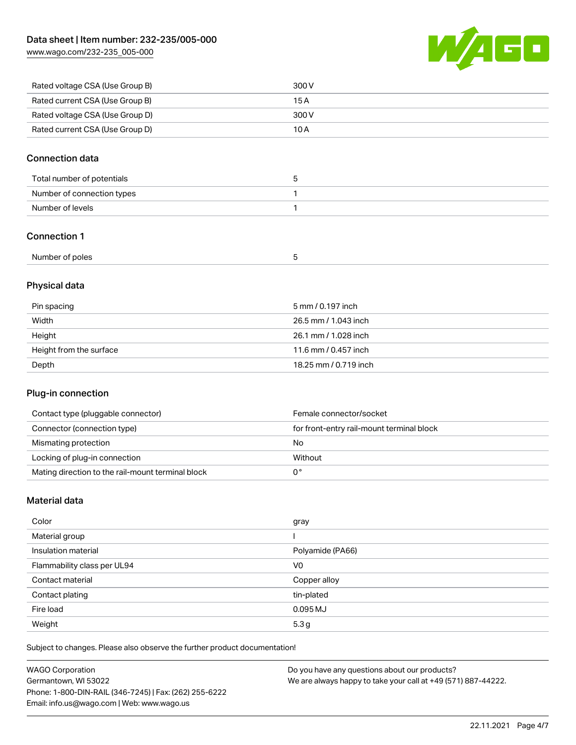| | |
|---|---|
| Rated voltage CSA (Use Group B) | 300 V |
| Rated current CSA (Use Group B) | 15 A |
| Rated voltage CSA (Use Group D) | 300 V |
| Rated current CSA (Use Group D) | 10 A |

## Connection data

| | |
|---|---|
| Total number of potentials | 5 |
| Number of connection types | 1 |
| Number of levels | 1 |

## Connection 1

| | |
|---|---|
| Number of poles | 5 |

## Physical data

| | |
|---|---|
| Pin spacing | 5 mm / 0.197 inch |
| Width | 26.5 mm / 1.043 inch |
| Height | 26.1 mm / 1.028 inch |
| Height from the surface | 11.6 mm / 0.457 inch |
| Depth | 18.25 mm / 0.719 inch |

## Plug-in connection

| | |
|---|---|
| Contact type (pluggable connector) | Female connector/socket |
| Connector (connection type) | for front-entry rail-mount terminal block |
| Mismating protection | No |
| Locking of plug-in connection | Without |
| Mating direction to the rail-mount terminal block | 0 ° |

## Material data

| | |
|---|---|
| Color | gray |
| Material group | I |
| Insulation material | Polyamide (PA66) |
| Flammability class per UL94 | V0 |
| Contact material | Copper alloy |
| Contact plating | tin-plated |
| Fire load | 0.095 MJ |
| Weight | 5.3 g |

Subject to changes. Please also observe the further product documentation!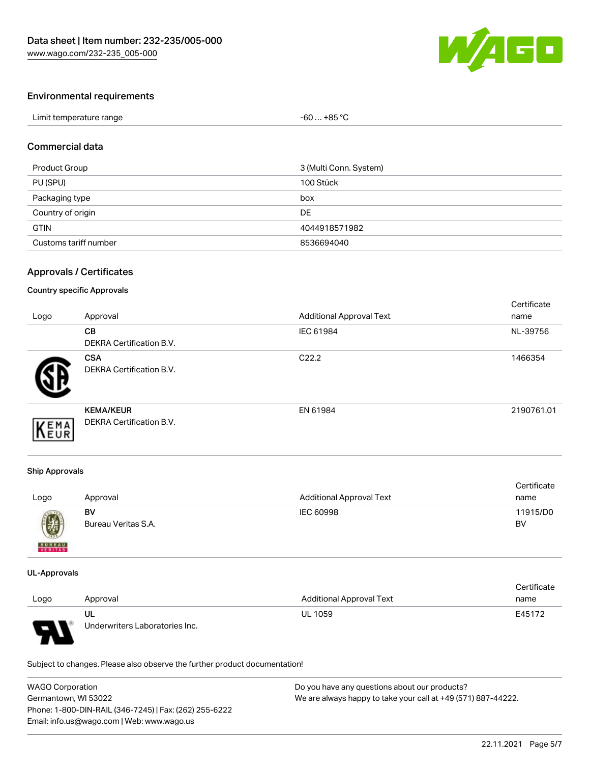## Environmental requirements

| Limit temperature range | -60 … +85 °C |
|---|---|

## Commercial data

| Product Group | 3 (Multi Conn. System) |
|---|---|
| PU (SPU) | 100 Stück |
| Packaging type | box |
| Country of origin | DE |
| GTIN | 4044918571982 |
| Customs tariff number | 8536694040 |

## Approvals / Certificates

### Country specific Approvals

| Logo | Approval | Additional Approval Text | Certificate name |
|---|---|---|---|
| | **CB** DEKRA Certification B.V. | IEC 61984 | NL-39756 |
| | **CSA** DEKRA Certification B.V. | C22.2 | 1466354 |
| | **KEMA/KEUR** DEKRA Certification B.V. | EN 61984 | 2190761.01 |

### Ship Approvals

| Logo | Approval | Additional Approval Text | Certificate name |
|---|---|---|---|
| | **BV** Bureau Veritas S.A. | IEC 60998 | 11915/D0 BV |

### UL-Approvals

| Logo | Approval | Additional Approval Text | Certificate name |
|---|---|---|---|
| | **UL** Underwriters Laboratories Inc. | UL 1059 | E45172 |

Subject to changes. Please also observe the further product documentation!

WAGO Corporation
Germantown, WI 53022
Phone: 1-800-DIN-RAIL (346-7245) | Fax: (262) 255-6222
Email: info.us@wago.com | Web: www.wago.us

Do you have any questions about our products?
We are always happy to take your call at +49 (571) 887-44222.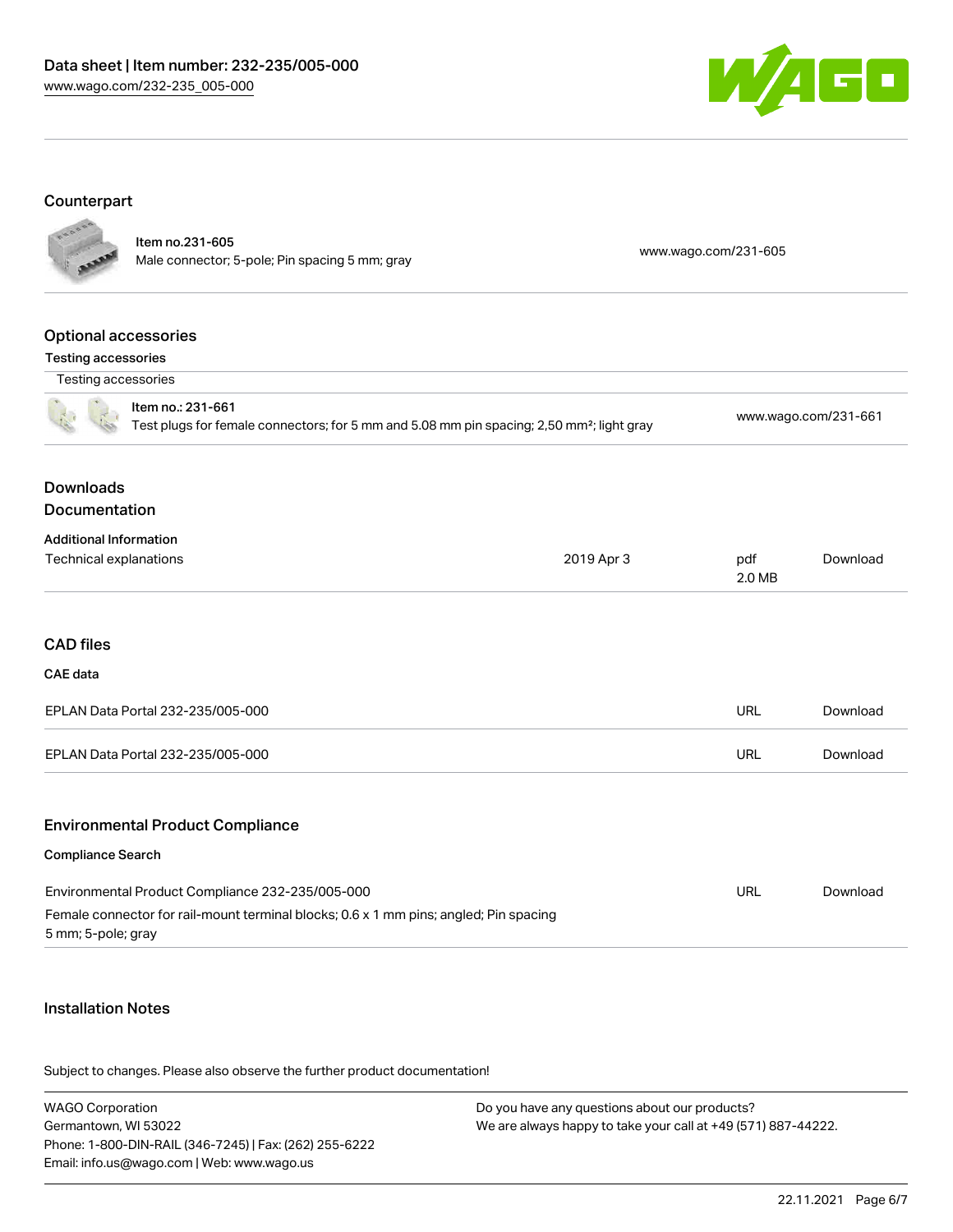## Counterpart

| | | |
|---|---|---|
| | **Item no.231-605**<br>Male connector; 5-pole; Pin spacing 5 mm; gray | www.wago.com/231-605 |

## Optional accessories

**Testing accessories**

| Testing accessories | | |
|---|---|---|
| | **Item no.: 231-661**<br>Test plugs for female connectors; for 5 mm and 5.08 mm pin spacing; 2,50 mm²; light gray | www.wago.com/231-661 |

## Downloads

### Documentation

**Additional Information**

| | | | |
|---|---|---|---|
| Technical explanations | 2019 Apr 3 | pdf<br>2.0 MB | Download |

### CAD files

**CAE data**

| | | |
|---|---|---|
| EPLAN Data Portal 232-235/005-000 | URL | Download |
| EPLAN Data Portal 232-235/005-000 | URL | Download |

### Environmental Product Compliance

**Compliance Search**

| | | |
|---|---|---|
| Environmental Product Compliance 232-235/005-000<br>Female connector for rail-mount terminal blocks; 0.6 x 1 mm pins; angled; Pin spacing 5 mm; 5-pole; gray | URL | Download |

### Installation Notes

Subject to changes. Please also observe the further product documentation!

WAGO Corporation
Germantown, WI 53022
Phone: 1-800-DIN-RAIL (346-7245) | Fax: (262) 255-6222
Email: info.us@wago.com | Web: www.wago.us

Do you have any questions about our products?
We are always happy to take your call at +49 (571) 887-44222.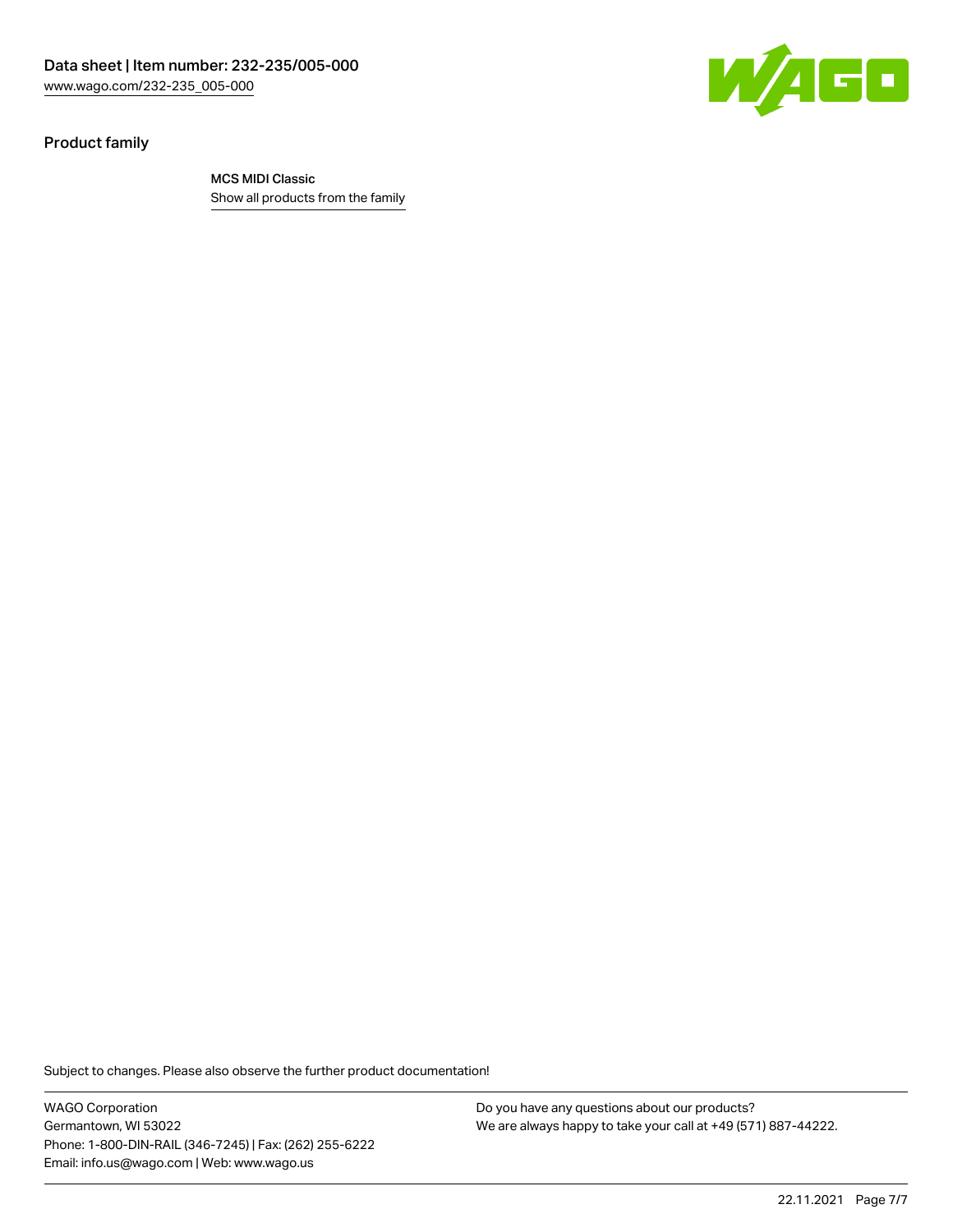## Product family

**MCS MIDI Classic**
Show all products from the family

Subject to changes. Please also observe the further product documentation!

WAGO Corporation
Germantown, WI 53022
Phone: 1-800-DIN-RAIL (346-7245) | Fax: (262) 255-6222
Email: info.us@wago.com | Web: www.wago.us

Do you have any questions about our products?
We are always happy to take your call at +49 (571) 887-44222.